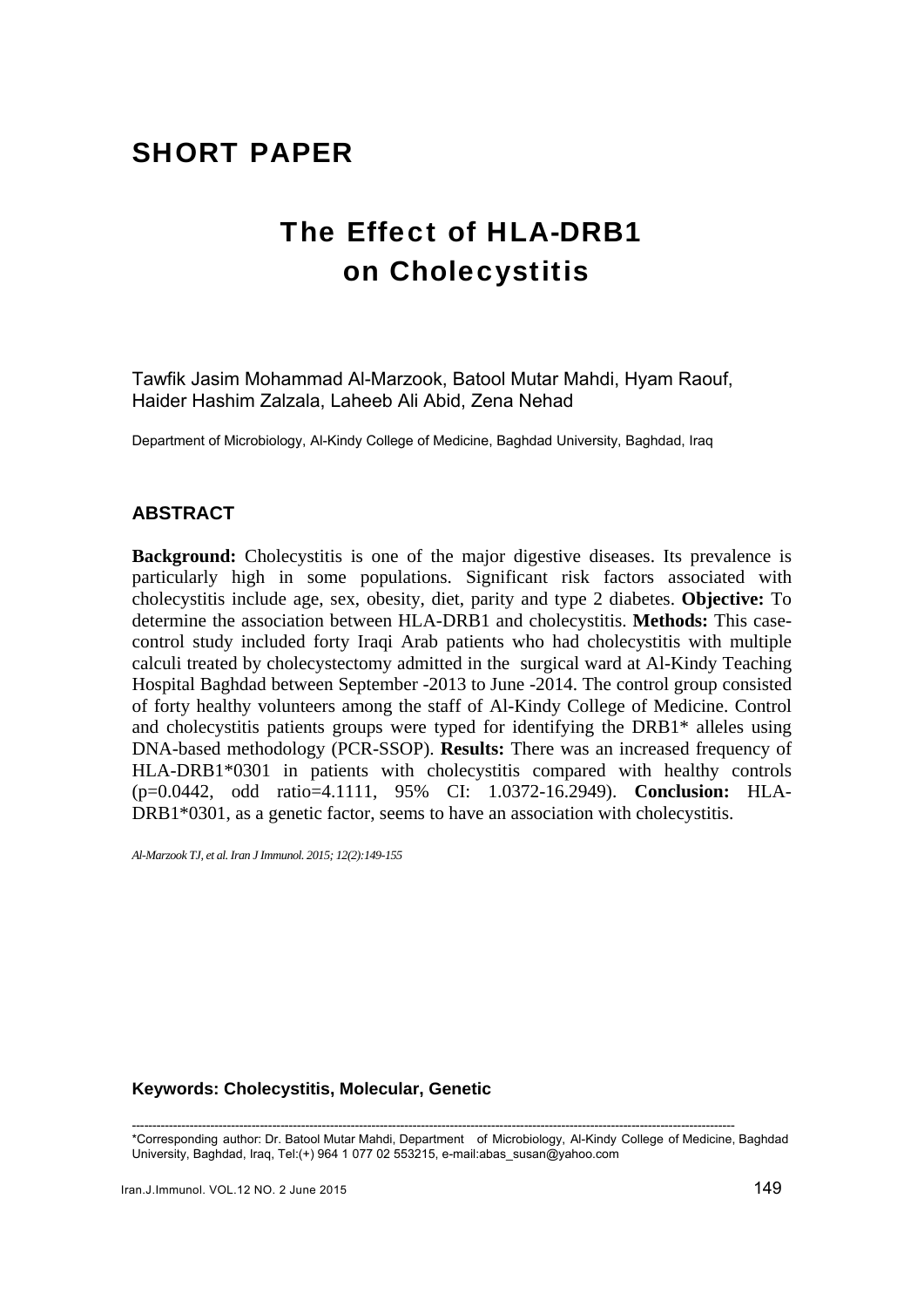# SHORT PAPER

# The Effect of HLA-DRB1 on Cholecystitis

Tawfik Jasim Mohammad Al-Marzook, Batool Mutar Mahdi, Hyam Raouf, Haider Hashim Zalzala, Laheeb Ali Abid, Zena Nehad

Department of Microbiology, Al-Kindy College of Medicine, Baghdad University, Baghdad, Iraq

## ABSTRACT

**Background:** Cholecystitis is one of the major digestive diseases. Its prevalence is particularly high in some populations. Significant risk factors associated with cholecystitis include age, sex, obesity, diet, parity and type 2 diabetes. **Objective:** To determine the association between HLA-DRB1 and cholecystitis. **Methods:** This case-control study included forty Iraqi Arab patients who had cholecystitis with multiple calculi treated by cholecystectomy admitted in the surgical ward at Al-Kindy Teaching Hospital Baghdad between September -2013 to June -2014. The control group consisted of forty healthy volunteers among the staff of Al-Kindy College of Medicine. Control and cholecystitis patients groups were typed for identifying the DRB1* alleles using DNA-based methodology (PCR-SSOP). **Results:** There was an increased frequency of HLA-DRB1*0301 in patients with cholecystitis compared with healthy controls (p=0.0442, odd ratio=4.1111, 95% CI: 1.0372-16.2949). **Conclusion:** HLA-DRB1*0301, as a genetic factor, seems to have an association with cholecystitis.

*Al-Marzook TJ, et al. Iran J Immunol. 2015; 12(2):149-155*

**Keywords: Cholecystitis, Molecular, Genetic**

---

*Corresponding author: Dr. Batool Mutar Mahdi, Department of Microbiology, Al-Kindy College of Medicine, Baghdad University, Baghdad, Iraq, Tel:(+) 964 1 077 02 553215, e-mail:abas_susan@yahoo.com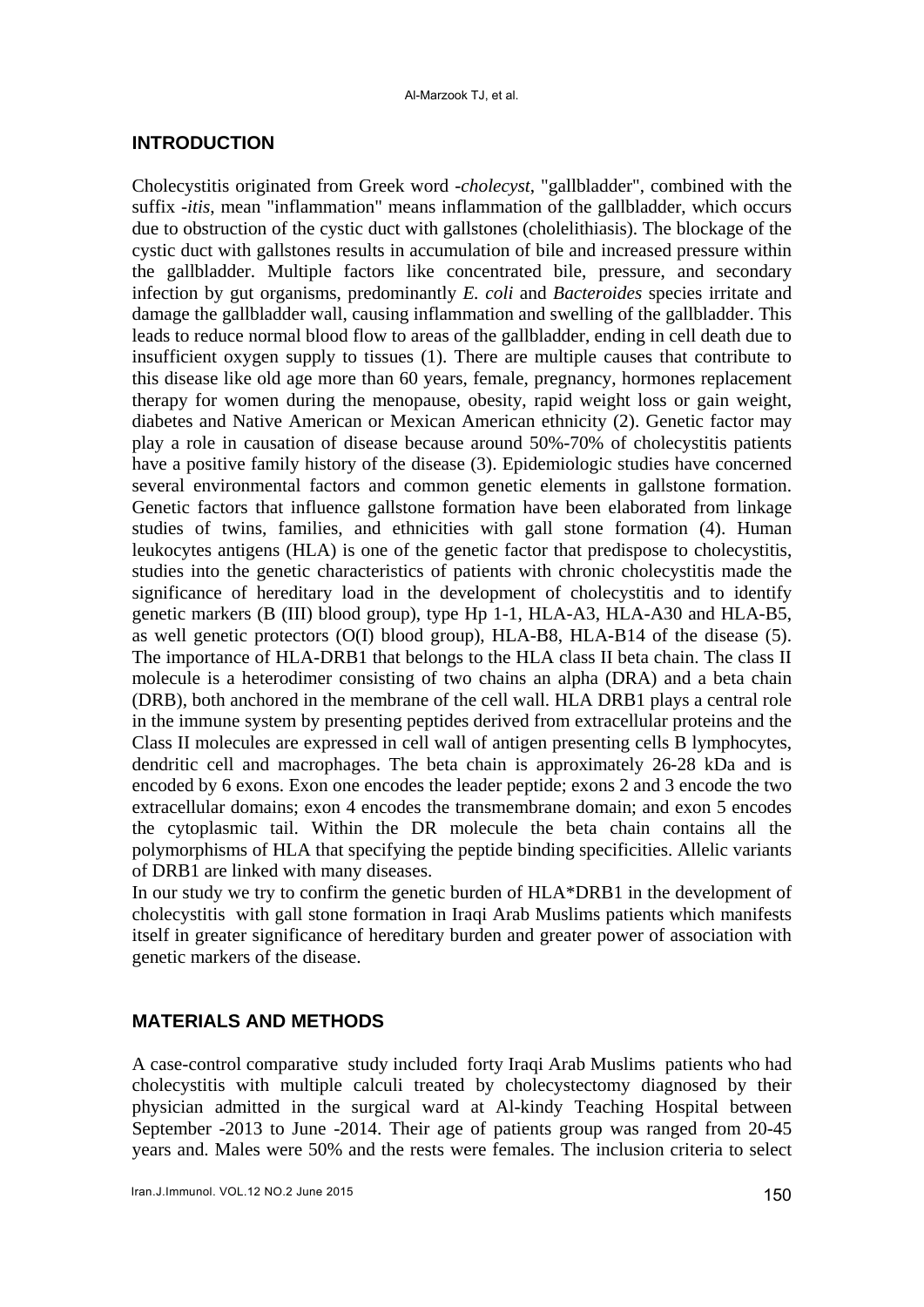## INTRODUCTION

Cholecystitis originated from Greek word -*cholecyst*, "gallbladder", combined with the suffix -*itis*, mean "inflammation" means inflammation of the gallbladder, which occurs due to obstruction of the cystic duct with gallstones (cholelithiasis). The blockage of the cystic duct with gallstones results in accumulation of bile and increased pressure within the gallbladder. Multiple factors like concentrated bile, pressure, and secondary infection by gut organisms, predominantly *E. coli* and *Bacteroides* species irritate and damage the gallbladder wall, causing inflammation and swelling of the gallbladder. This leads to reduce normal blood flow to areas of the gallbladder, ending in cell death due to insufficient oxygen supply to tissues (1). There are multiple causes that contribute to this disease like old age more than 60 years, female, pregnancy, hormones replacement therapy for women during the menopause, obesity, rapid weight loss or gain weight, diabetes and Native American or Mexican American ethnicity (2). Genetic factor may play a role in causation of disease because around 50%-70% of cholecystitis patients have a positive family history of the disease (3). Epidemiologic studies have concerned several environmental factors and common genetic elements in gallstone formation. Genetic factors that influence gallstone formation have been elaborated from linkage studies of twins, families, and ethnicities with gall stone formation (4). Human leukocytes antigens (HLA) is one of the genetic factor that predispose to cholecystitis, studies into the genetic characteristics of patients with chronic cholecystitis made the significance of hereditary load in the development of cholecystitis and to identify genetic markers (B (III) blood group), type Hp 1-1, HLA-A3, HLA-A30 and HLA-B5, as well genetic protectors (O(I) blood group), HLA-B8, HLA-B14 of the disease (5). The importance of HLA-DRB1 that belongs to the HLA class II beta chain. The class II molecule is a heterodimer consisting of two chains an alpha (DRA) and a beta chain (DRB), both anchored in the membrane of the cell wall. HLA DRB1 plays a central role in the immune system by presenting peptides derived from extracellular proteins and the Class II molecules are expressed in cell wall of antigen presenting cells B lymphocytes, dendritic cell and macrophages. The beta chain is approximately 26-28 kDa and is encoded by 6 exons. Exon one encodes the leader peptide; exons 2 and 3 encode the two extracellular domains; exon 4 encodes the transmembrane domain; and exon 5 encodes the cytoplasmic tail. Within the DR molecule the beta chain contains all the polymorphisms of HLA that specifying the peptide binding specificities. Allelic variants of DRB1 are linked with many diseases.

In our study we try to confirm the genetic burden of HLA*DRB1 in the development of cholecystitis with gall stone formation in Iraqi Arab Muslims patients which manifests itself in greater significance of hereditary burden and greater power of association with genetic markers of the disease.

## MATERIALS AND METHODS

A case-control comparative study included forty Iraqi Arab Muslims patients who had cholecystitis with multiple calculi treated by cholecystectomy diagnosed by their physician admitted in the surgical ward at Al-kindy Teaching Hospital between September -2013 to June -2014. Their age of patients group was ranged from 20-45 years and. Males were 50% and the rests were females. The inclusion criteria to select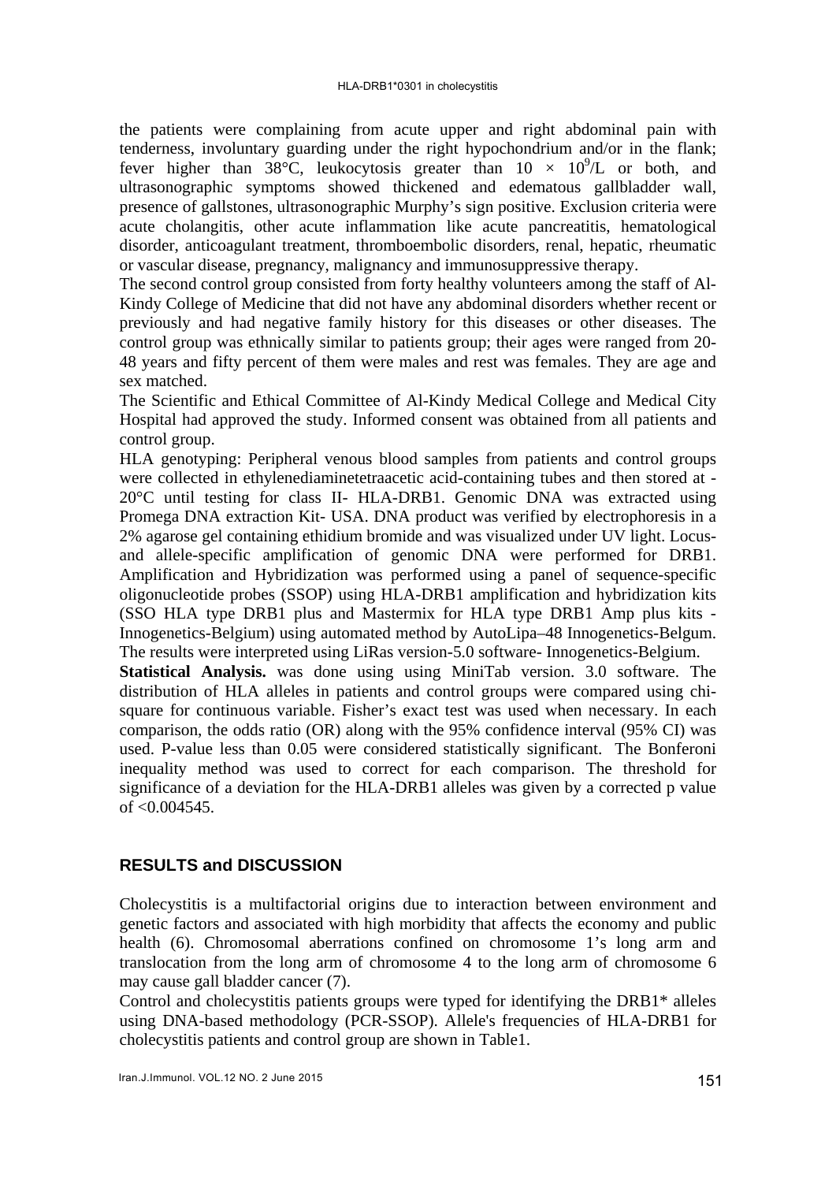the patients were complaining from acute upper and right abdominal pain with tenderness, involuntary guarding under the right hypochondrium and/or in the flank; fever higher than 38°C, leukocytosis greater than $10 \times 10^9$/L or both, and ultrasonographic symptoms showed thickened and edematous gallbladder wall, presence of gallstones, ultrasonographic Murphy's sign positive. Exclusion criteria were acute cholangitis, other acute inflammation like acute pancreatitis, hematological disorder, anticoagulant treatment, thromboembolic disorders, renal, hepatic, rheumatic or vascular disease, pregnancy, malignancy and immunosuppressive therapy.

The second control group consisted from forty healthy volunteers among the staff of Al-Kindy College of Medicine that did not have any abdominal disorders whether recent or previously and had negative family history for this diseases or other diseases. The control group was ethnically similar to patients group; their ages were ranged from 20-48 years and fifty percent of them were males and rest was females. They are age and sex matched.

The Scientific and Ethical Committee of Al-Kindy Medical College and Medical City Hospital had approved the study. Informed consent was obtained from all patients and control group.

HLA genotyping: Peripheral venous blood samples from patients and control groups were collected in ethylenediaminetetraacetic acid-containing tubes and then stored at -20°C until testing for class II- HLA-DRB1. Genomic DNA was extracted using Promega DNA extraction Kit- USA. DNA product was verified by electrophoresis in a 2% agarose gel containing ethidium bromide and was visualized under UV light. Locus- and allele-specific amplification of genomic DNA were performed for DRB1. Amplification and Hybridization was performed using a panel of sequence-specific oligonucleotide probes (SSOP) using HLA-DRB1 amplification and hybridization kits (SSO HLA type DRB1 plus and Mastermix for HLA type DRB1 Amp plus kits - Innogenetics-Belgium) using automated method by AutoLipa–48 Innogenetics-Belgum. The results were interpreted using LiRas version-5.0 software- Innogenetics-Belgium.

**Statistical Analysis.** was done using using MiniTab version. 3.0 software. The distribution of HLA alleles in patients and control groups were compared using chi-square for continuous variable. Fisher's exact test was used when necessary. In each comparison, the odds ratio (OR) along with the 95% confidence interval (95% CI) was used. P-value less than 0.05 were considered statistically significant. The Bonferoni inequality method was used to correct for each comparison. The threshold for significance of a deviation for the HLA-DRB1 alleles was given by a corrected p value of $<0.004545$.

## RESULTS and DISCUSSION

Cholecystitis is a multifactorial origins due to interaction between environment and genetic factors and associated with high morbidity that affects the economy and public health (6). Chromosomal aberrations confined on chromosome 1's long arm and translocation from the long arm of chromosome 4 to the long arm of chromosome 6 may cause gall bladder cancer (7).

Control and cholecystitis patients groups were typed for identifying the DRB1* alleles using DNA-based methodology (PCR-SSOP). Allele's frequencies of HLA-DRB1 for cholecystitis patients and control group are shown in Table1.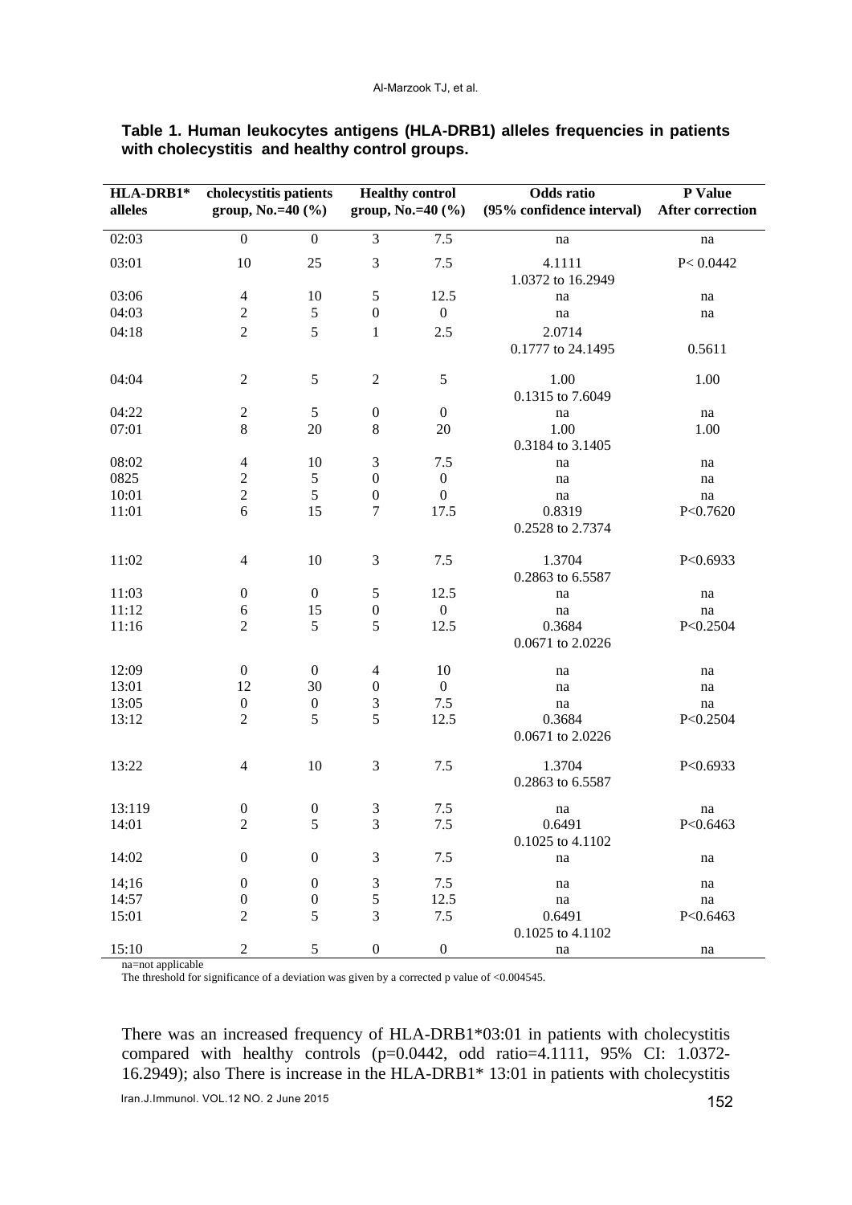**Table 1. Human leukocytes antigens (HLA-DRB1) alleles frequencies in patients with cholecystitis and healthy control groups.**

| HLA-DRB1* alleles | cholecystitis patients group, No.=40 (%) | | Healthy control group, No.=40 (%) | | Odds ratio (95% confidence interval) | P Value After correction |
|---|---|---|---|---|---|---|
| 02:03 | 0 | 0 | 3 | 7.5 | na | na |
| 03:01 | 10 | 25 | 3 | 7.5 | 4.1111 1.0372 to 16.2949 | P< 0.0442 |
| 03:06 | 4 | 10 | 5 | 12.5 | na | na |
| 04:03 | 2 | 5 | 0 | 0 | na | na |
| 04:18 | 2 | 5 | 1 | 2.5 | 2.0714 0.1777 to 24.1495 | 0.5611 |
| 04:04 | 2 | 5 | 2 | 5 | 1.00 0.1315 to 7.6049 | 1.00 |
| 04:22 | 2 | 5 | 0 | 0 | na | na |
| 07:01 | 8 | 20 | 8 | 20 | 1.00 0.3184 to 3.1405 | 1.00 |
| 08:02 | 4 | 10 | 3 | 7.5 | na | na |
| 0825 | 2 | 5 | 0 | 0 | na | na |
| 10:01 | 2 | 5 | 0 | 0 | na | na |
| 11:01 | 6 | 15 | 7 | 17.5 | 0.8319 0.2528 to 2.7374 | P<0.7620 |
| 11:02 | 4 | 10 | 3 | 7.5 | 1.3704 0.2863 to 6.5587 | P<0.6933 |
| 11:03 | 0 | 0 | 5 | 12.5 | na | na |
| 11:12 | 6 | 15 | 0 | 0 | na | na |
| 11:16 | 2 | 5 | 5 | 12.5 | 0.3684 0.0671 to 2.0226 | P<0.2504 |
| 12:09 | 0 | 0 | 4 | 10 | na | na |
| 13:01 | 12 | 30 | 0 | 0 | na | na |
| 13:05 | 0 | 0 | 3 | 7.5 | na | na |
| 13:12 | 2 | 5 | 5 | 12.5 | 0.3684 0.0671 to 2.0226 | P<0.2504 |
| 13:22 | 4 | 10 | 3 | 7.5 | 1.3704 0.2863 to 6.5587 | P<0.6933 |
| 13:119 | 0 | 0 | 3 | 7.5 | na | na |
| 14:01 | 2 | 5 | 3 | 7.5 | 0.6491 0.1025 to 4.1102 | P<0.6463 |
| 14:02 | 0 | 0 | 3 | 7.5 | na | na |
| 14;16 | 0 | 0 | 3 | 7.5 | na | na |
| 14:57 | 0 | 0 | 5 | 12.5 | na | na |
| 15:01 | 2 | 5 | 3 | 7.5 | 0.6491 0.1025 to 4.1102 | P<0.6463 |
| 15:10 | 2 | 5 | 0 | 0 | na | na |

na=not applicable
The threshold for significance of a deviation was given by a corrected p value of <0.004545.

There was an increased frequency of HLA-DRB1*03:01 in patients with cholecystitis compared with healthy controls (p=0.0442, odd ratio=4.1111, 95% CI: 1.0372-16.2949); also There is increase in the HLA-DRB1* 13:01 in patients with cholecystitis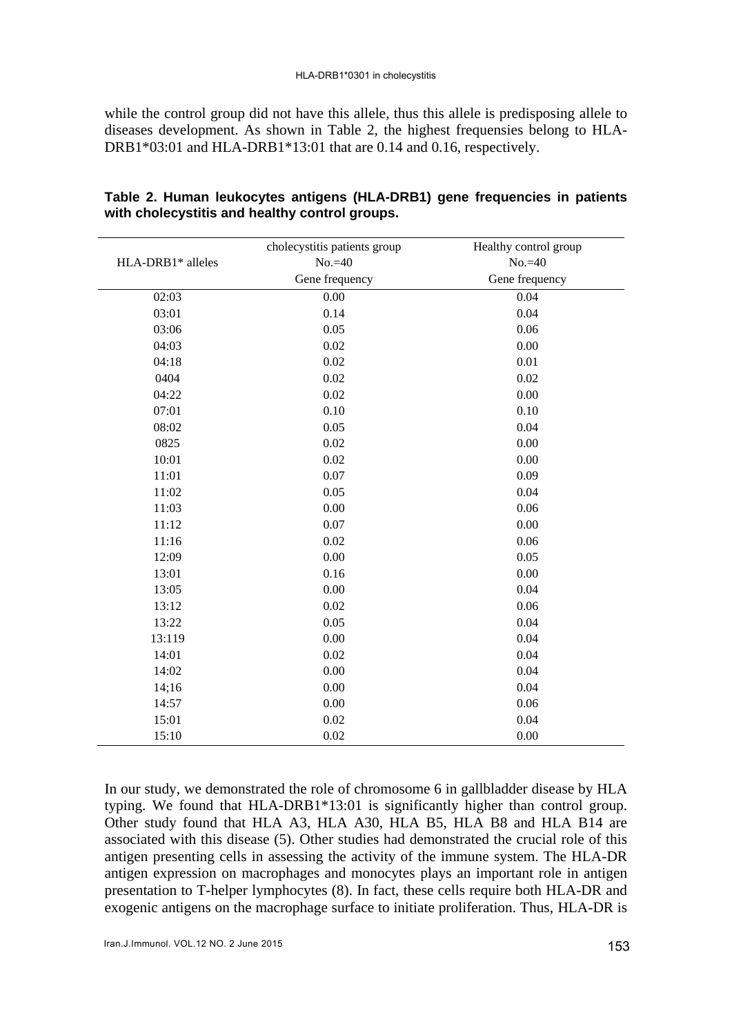while the control group did not have this allele, thus this allele is predisposing allele to diseases development. As shown in Table 2, the highest frequensies belong to HLA-DRB1*03:01 and HLA-DRB1*13:01 that are 0.14 and 0.16, respectively.

**Table 2. Human leukocytes antigens (HLA-DRB1) gene frequencies in patients with cholecystitis and healthy control groups.**

| HLA-DRB1* alleles | cholecystitis patients group No.=40 Gene frequency | Healthy control group No.=40 Gene frequency |
|---|---|---|
| 02:03 | 0.00 | 0.04 |
| 03:01 | 0.14 | 0.04 |
| 03:06 | 0.05 | 0.06 |
| 04:03 | 0.02 | 0.00 |
| 04:18 | 0.02 | 0.01 |
| 0404 | 0.02 | 0.02 |
| 04:22 | 0.02 | 0.00 |
| 07:01 | 0.10 | 0.10 |
| 08:02 | 0.05 | 0.04 |
| 0825 | 0.02 | 0.00 |
| 10:01 | 0.02 | 0.00 |
| 11:01 | 0.07 | 0.09 |
| 11:02 | 0.05 | 0.04 |
| 11:03 | 0.00 | 0.06 |
| 11:12 | 0.07 | 0.00 |
| 11:16 | 0.02 | 0.06 |
| 12:09 | 0.00 | 0.05 |
| 13:01 | 0.16 | 0.00 |
| 13:05 | 0.00 | 0.04 |
| 13:12 | 0.02 | 0.06 |
| 13:22 | 0.05 | 0.04 |
| 13:119 | 0.00 | 0.04 |
| 14:01 | 0.02 | 0.04 |
| 14:02 | 0.00 | 0.04 |
| 14;16 | 0.00 | 0.04 |
| 14:57 | 0.00 | 0.06 |
| 15:01 | 0.02 | 0.04 |
| 15:10 | 0.02 | 0.00 |

In our study, we demonstrated the role of chromosome 6 in gallbladder disease by HLA typing. We found that HLA-DRB1*13:01 is significantly higher than control group. Other study found that HLA A3, HLA A30, HLA B5, HLA B8 and HLA B14 are associated with this disease (5). Other studies had demonstrated the crucial role of this antigen presenting cells in assessing the activity of the immune system. The HLA-DR antigen expression on macrophages and monocytes plays an important role in antigen presentation to T-helper lymphocytes (8). In fact, these cells require both HLA-DR and exogenic antigens on the macrophage surface to initiate proliferation. Thus, HLA-DR is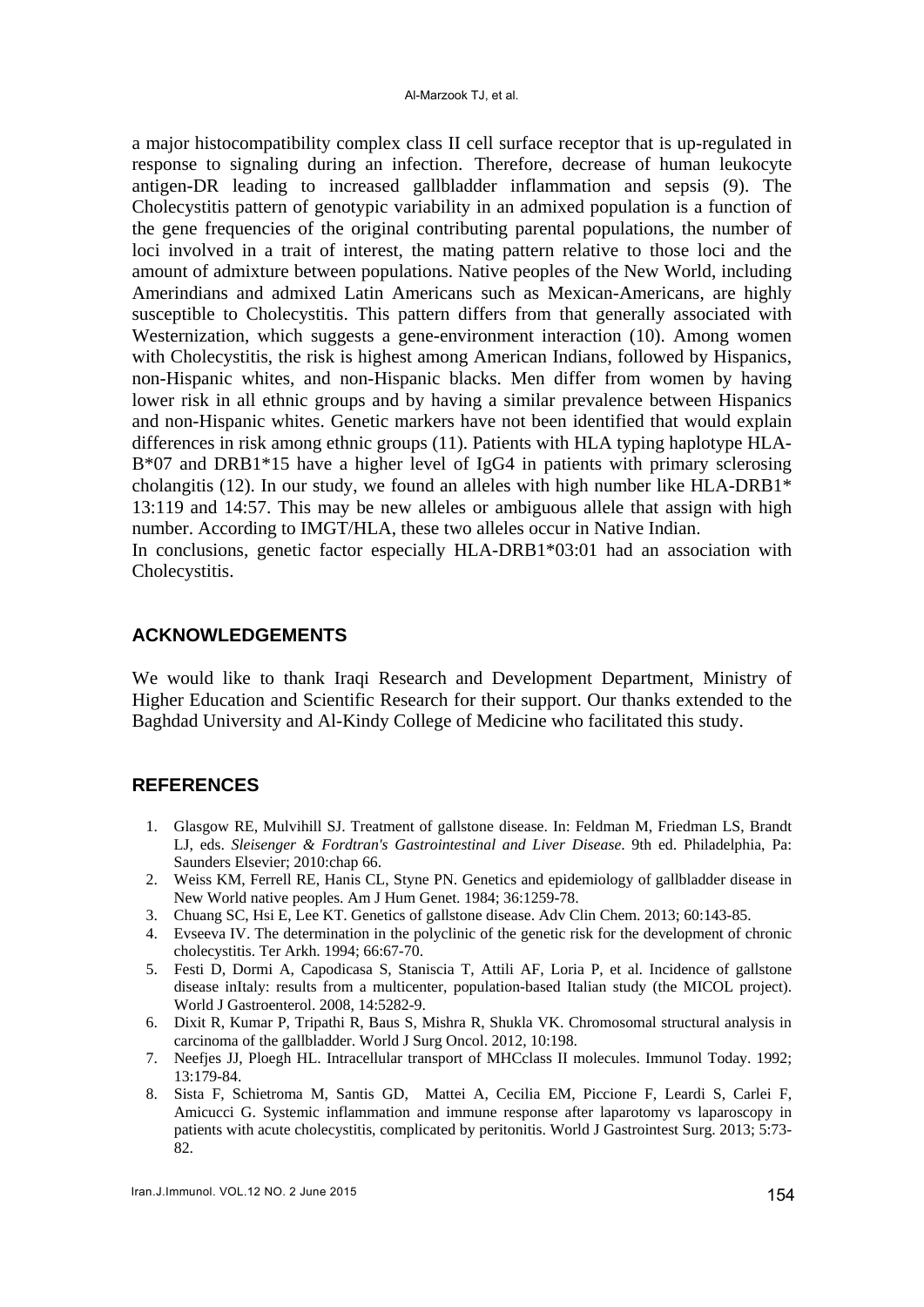a major histocompatibility complex class II cell surface receptor that is up-regulated in response to signaling during an infection. Therefore, decrease of human leukocyte antigen-DR leading to increased gallbladder inflammation and sepsis (9). The Cholecystitis pattern of genotypic variability in an admixed population is a function of the gene frequencies of the original contributing parental populations, the number of loci involved in a trait of interest, the mating pattern relative to those loci and the amount of admixture between populations. Native peoples of the New World, including Amerindians and admixed Latin Americans such as Mexican-Americans, are highly susceptible to Cholecystitis. This pattern differs from that generally associated with Westernization, which suggests a gene-environment interaction (10). Among women with Cholecystitis, the risk is highest among American Indians, followed by Hispanics, non-Hispanic whites, and non-Hispanic blacks. Men differ from women by having lower risk in all ethnic groups and by having a similar prevalence between Hispanics and non-Hispanic whites. Genetic markers have not been identified that would explain differences in risk among ethnic groups (11). Patients with HLA typing haplotype HLA-B*07 and DRB1*15 have a higher level of IgG4 in patients with primary sclerosing cholangitis (12). In our study, we found an alleles with high number like HLA-DRB1* 13:119 and 14:57. This may be new alleles or ambiguous allele that assign with high number. According to IMGT/HLA, these two alleles occur in Native Indian.

In conclusions, genetic factor especially HLA-DRB1*03:01 had an association with Cholecystitis.

## ACKNOWLEDGEMENTS

We would like to thank Iraqi Research and Development Department, Ministry of Higher Education and Scientific Research for their support. Our thanks extended to the Baghdad University and Al-Kindy College of Medicine who facilitated this study.

## REFERENCES

1. Glasgow RE, Mulvihill SJ. Treatment of gallstone disease. In: Feldman M, Friedman LS, Brandt LJ, eds. *Sleisenger & Fordtran's Gastrointestinal and Liver Disease*. 9th ed. Philadelphia, Pa: Saunders Elsevier; 2010:chap 66.
2. Weiss KM, Ferrell RE, Hanis CL, Styne PN. Genetics and epidemiology of gallbladder disease in New World native peoples. Am J Hum Genet. 1984; 36:1259-78.
3. Chuang SC, Hsi E, Lee KT. Genetics of gallstone disease. Adv Clin Chem. 2013; 60:143-85.
4. Evseeva IV. The determination in the polyclinic of the genetic risk for the development of chronic cholecystitis. Ter Arkh. 1994; 66:67-70.
5. Festi D, Dormi A, Capodicasa S, Staniscia T, Attili AF, Loria P, et al. Incidence of gallstone disease inItaly: results from a multicenter, population-based Italian study (the MICOL project). World J Gastroenterol. 2008, 14:5282-9.
6. Dixit R, Kumar P, Tripathi R, Baus S, Mishra R, Shukla VK. Chromosomal structural analysis in carcinoma of the gallbladder. World J Surg Oncol. 2012, 10:198.
7. Neefjes JJ, Ploegh HL. Intracellular transport of MHCclass II molecules. Immunol Today. 1992; 13:179-84.
8. Sista F, Schietroma M, Santis GD, Mattei A, Cecilia EM, Piccione F, Leardi S, Carlei F, Amicucci G. Systemic inflammation and immune response after laparotomy vs laparoscopy in patients with acute cholecystitis, complicated by peritonitis. World J Gastrointest Surg. 2013; 5:73-82.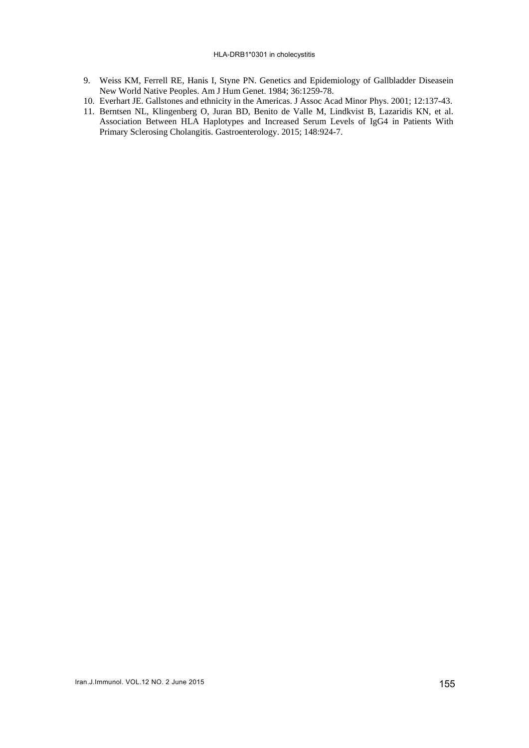9. Weiss KM, Ferrell RE, Hanis I, Styne PN. Genetics and Epidemiology of Gallbladder Diseasein New World Native Peoples. Am J Hum Genet. 1984; 36:1259-78.
10. Everhart JE. Gallstones and ethnicity in the Americas. J Assoc Acad Minor Phys. 2001; 12:137-43.
11. Berntsen NL, Klingenberg O, Juran BD, Benito de Valle M, Lindkvist B, Lazaridis KN, et al. Association Between HLA Haplotypes and Increased Serum Levels of IgG4 in Patients With Primary Sclerosing Cholangitis. Gastroenterology. 2015; 148:924-7.